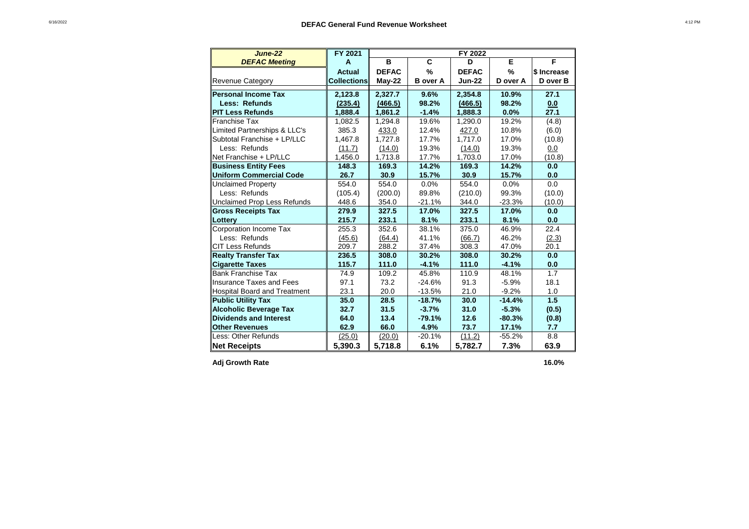# DEFAC General Fund Revenue Worksheet

| *June-22* | FY 2021 | FY 2022 | | | | |
|---|---|---|---|---|---|---|
| ***DEFAC Meeting*** | **A** | **B** | **C** | **D** | **E** | **F** |
| | **Actual** | **DEFAC** | **%** | **DEFAC** | **%** | **$ Increase** |
| Revenue Category | **Collections** | **May-22** | **B over A** | **Jun-22** | **D over A** | **D over B** |
| **Personal Income Tax** | **2,123.8** | **2,327.7** | **9.6%** | **2,354.8** | **10.9%** | **27.1** |
| **Less: Refunds** | **(235.4)** | **(466.5)** | **98.2%** | **(466.5)** | **98.2%** | **0.0** |
| **PIT Less Refunds** | **1,888.4** | **1,861.2** | **-1.4%** | **1,888.3** | **0.0%** | **27.1** |
| Franchise Tax | 1,082.5 | 1,294.8 | 19.6% | 1,290.0 | 19.2% | (4.8) |
| Limited Partnerships & LLC's | 385.3 | 433.0 | 12.4% | 427.0 | 10.8% | (6.0) |
| Subtotal Franchise + LP/LLC | 1,467.8 | 1,727.8 | 17.7% | 1,717.0 | 17.0% | (10.8) |
| Less: Refunds | (11.7) | (14.0) | 19.3% | (14.0) | 19.3% | 0.0 |
| Net Franchise + LP/LLC | 1,456.0 | 1,713.8 | 17.7% | 1,703.0 | 17.0% | (10.8) |
| **Business Entity Fees** | **148.3** | **169.3** | **14.2%** | **169.3** | **14.2%** | **0.0** |
| **Uniform Commercial Code** | **26.7** | **30.9** | **15.7%** | **30.9** | **15.7%** | **0.0** |
| Unclaimed Property | 554.0 | 554.0 | 0.0% | 554.0 | 0.0% | 0.0 |
| Less: Refunds | (105.4) | (200.0) | 89.8% | (210.0) | 99.3% | (10.0) |
| Unclaimed Prop Less Refunds | 448.6 | 354.0 | -21.1% | 344.0 | -23.3% | (10.0) |
| **Gross Receipts Tax** | **279.9** | **327.5** | **17.0%** | **327.5** | **17.0%** | **0.0** |
| **Lottery** | **215.7** | **233.1** | **8.1%** | **233.1** | **8.1%** | **0.0** |
| Corporation Income Tax | 255.3 | 352.6 | 38.1% | 375.0 | 46.9% | 22.4 |
| Less: Refunds | (45.6) | (64.4) | 41.1% | (66.7) | 46.2% | (2.3) |
| CIT Less Refunds | 209.7 | 288.2 | 37.4% | 308.3 | 47.0% | 20.1 |
| **Realty Transfer Tax** | **236.5** | **308.0** | **30.2%** | **308.0** | **30.2%** | **0.0** |
| **Cigarette Taxes** | **115.7** | **111.0** | **-4.1%** | **111.0** | **-4.1%** | **0.0** |
| Bank Franchise Tax | 74.9 | 109.2 | 45.8% | 110.9 | 48.1% | 1.7 |
| Insurance Taxes and Fees | 97.1 | 73.2 | -24.6% | 91.3 | -5.9% | 18.1 |
| Hospital Board and Treatment | 23.1 | 20.0 | -13.5% | 21.0 | -9.2% | 1.0 |
| **Public Utility Tax** | **35.0** | **28.5** | **-18.7%** | **30.0** | **-14.4%** | **1.5** |
| **Alcoholic Beverage Tax** | **32.7** | **31.5** | **-3.7%** | **31.0** | **-5.3%** | **(0.5)** |
| **Dividends and Interest** | **64.0** | **13.4** | **-79.1%** | **12.6** | **-80.3%** | **(0.8)** |
| **Other Revenues** | **62.9** | **66.0** | **4.9%** | **73.7** | **17.1%** | **7.7** |
| Less: Other Refunds | (25.0) | (20.0) | -20.1% | (11.2) | -55.2% | 8.8 |
| **Net Receipts** | **5,390.3** | **5,718.8** | **6.1%** | **5,782.7** | **7.3%** | **63.9** |

**Adj Growth Rate** **16.0%**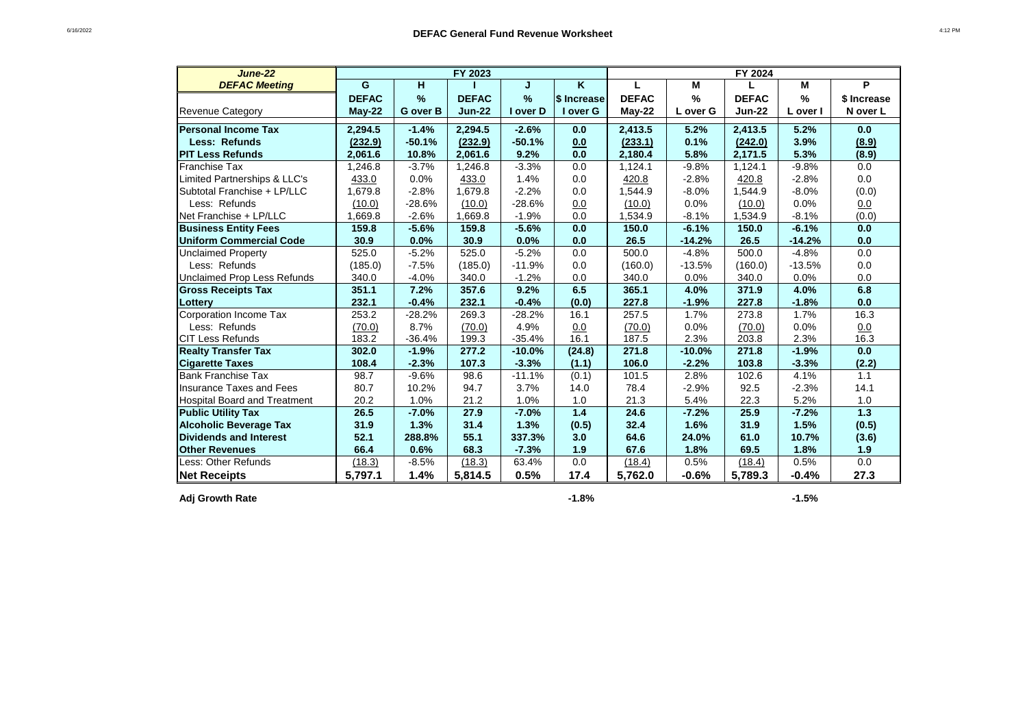# DEFAC General Fund Revenue Worksheet

| June-22 | FY 2023 | | | | | FY 2024 | | | | |
|---|---|---|---|---|---|---|---|---|---|---|
| *DEFAC Meeting* | G | H | I | J | K | L | M | L | M | P |
| | DEFAC | % | DEFAC | % | $ Increase | DEFAC | % | DEFAC | % | $ Increase |
| Revenue Category | May-22 | G over B | Jun-22 | I over D | I over G | May-22 | L over G | Jun-22 | L over I | N over L |
| **Personal Income Tax** | **2,294.5** | **-1.4%** | **2,294.5** | **-2.6%** | **0.0** | **2,413.5** | **5.2%** | **2,413.5** | **5.2%** | **0.0** |
| **Less: Refunds** | **(232.9)** | **-50.1%** | **(232.9)** | **-50.1%** | **0.0** | **(233.1)** | **0.1%** | **(242.0)** | **3.9%** | **(8.9)** |
| **PIT Less Refunds** | **2,061.6** | **10.8%** | **2,061.6** | **9.2%** | **0.0** | **2,180.4** | **5.8%** | **2,171.5** | **5.3%** | **(8.9)** |
| Franchise Tax | 1,246.8 | -3.7% | 1,246.8 | -3.3% | 0.0 | 1,124.1 | -9.8% | 1,124.1 | -9.8% | 0.0 |
| Limited Partnerships & LLC's | 433.0 | 0.0% | 433.0 | 1.4% | 0.0 | 420.8 | -2.8% | 420.8 | -2.8% | 0.0 |
| Subtotal Franchise + LP/LLC | 1,679.8 | -2.8% | 1,679.8 | -2.2% | 0.0 | 1,544.9 | -8.0% | 1,544.9 | -8.0% | (0.0) |
| Less: Refunds | (10.0) | -28.6% | (10.0) | -28.6% | 0.0 | (10.0) | 0.0% | (10.0) | 0.0% | 0.0 |
| Net Franchise + LP/LLC | 1,669.8 | -2.6% | 1,669.8 | -1.9% | 0.0 | 1,534.9 | -8.1% | 1,534.9 | -8.1% | (0.0) |
| **Business Entity Fees** | **159.8** | **-5.6%** | **159.8** | **-5.6%** | **0.0** | **150.0** | **-6.1%** | **150.0** | **-6.1%** | **0.0** |
| **Uniform Commercial Code** | **30.9** | **0.0%** | **30.9** | **0.0%** | **0.0** | **26.5** | **-14.2%** | **26.5** | **-14.2%** | **0.0** |
| Unclaimed Property | 525.0 | -5.2% | 525.0 | -5.2% | 0.0 | 500.0 | -4.8% | 500.0 | -4.8% | 0.0 |
| Less: Refunds | (185.0) | -7.5% | (185.0) | -11.9% | 0.0 | (160.0) | -13.5% | (160.0) | -13.5% | 0.0 |
| Unclaimed Prop Less Refunds | 340.0 | -4.0% | 340.0 | -1.2% | 0.0 | 340.0 | 0.0% | 340.0 | 0.0% | 0.0 |
| **Gross Receipts Tax** | **351.1** | **7.2%** | **357.6** | **9.2%** | **6.5** | **365.1** | **4.0%** | **371.9** | **4.0%** | **6.8** |
| **Lottery** | **232.1** | **-0.4%** | **232.1** | **-0.4%** | **(0.0)** | **227.8** | **-1.9%** | **227.8** | **-1.8%** | **0.0** |
| Corporation Income Tax | 253.2 | -28.2% | 269.3 | -28.2% | 16.1 | 257.5 | 1.7% | 273.8 | 1.7% | 16.3 |
| Less: Refunds | (70.0) | 8.7% | (70.0) | 4.9% | 0.0 | (70.0) | 0.0% | (70.0) | 0.0% | 0.0 |
| CIT Less Refunds | 183.2 | -36.4% | 199.3 | -35.4% | 16.1 | 187.5 | 2.3% | 203.8 | 2.3% | 16.3 |
| **Realty Transfer Tax** | **302.0** | **-1.9%** | **277.2** | **-10.0%** | **(24.8)** | **271.8** | **-10.0%** | **271.8** | **-1.9%** | **0.0** |
| **Cigarette Taxes** | **108.4** | **-2.3%** | **107.3** | **-3.3%** | **(1.1)** | **106.0** | **-2.2%** | **103.8** | **-3.3%** | **(2.2)** |
| Bank Franchise Tax | 98.7 | -9.6% | 98.6 | -11.1% | (0.1) | 101.5 | 2.8% | 102.6 | 4.1% | 1.1 |
| Insurance Taxes and Fees | 80.7 | 10.2% | 94.7 | 3.7% | 14.0 | 78.4 | -2.9% | 92.5 | -2.3% | 14.1 |
| Hospital Board and Treatment | 20.2 | 1.0% | 21.2 | 1.0% | 1.0 | 21.3 | 5.4% | 22.3 | 5.2% | 1.0 |
| **Public Utility Tax** | **26.5** | **-7.0%** | **27.9** | **-7.0%** | **1.4** | **24.6** | **-7.2%** | **25.9** | **-7.2%** | **1.3** |
| **Alcoholic Beverage Tax** | **31.9** | **1.3%** | **31.4** | **1.3%** | **(0.5)** | **32.4** | **1.6%** | **31.9** | **1.5%** | **(0.5)** |
| **Dividends and Interest** | **52.1** | **288.8%** | **55.1** | **337.3%** | **3.0** | **64.6** | **24.0%** | **61.0** | **10.7%** | **(3.6)** |
| **Other Revenues** | **66.4** | **0.6%** | **68.3** | **-7.3%** | **1.9** | **67.6** | **1.8%** | **69.5** | **1.8%** | **1.9** |
| Less: Other Refunds | (18.3) | -8.5% | (18.3) | 63.4% | 0.0 | (18.4) | 0.5% | (18.4) | 0.5% | 0.0 |
| **Net Receipts** | **5,797.1** | **1.4%** | **5,814.5** | **0.5%** | **17.4** | **5,762.0** | **-0.6%** | **5,789.3** | **-0.4%** | **27.3** |
| **Adj Growth Rate** | | | | **-1.8%** | | | | | **-1.5%** | |